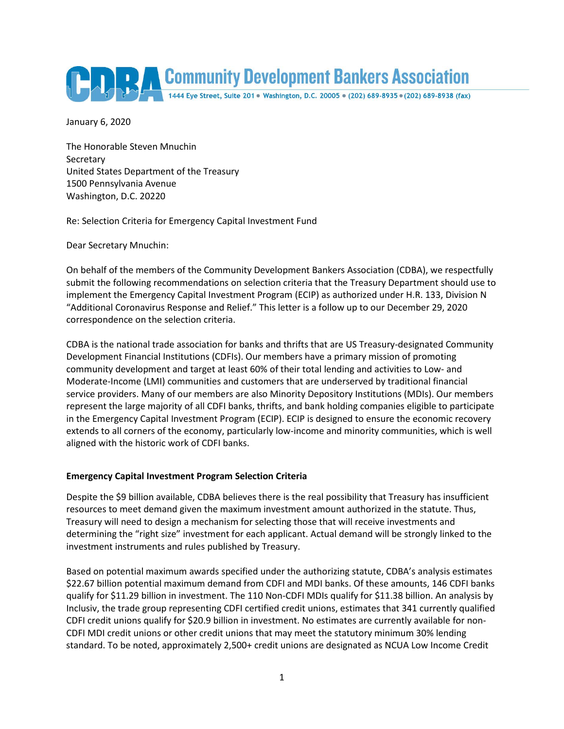# CDBA Community Development Bankers Association

1444 Eye Street, Suite 201 • Washington, D.C. 20005 • (202) 689-8935 • (202) 689-8938 (fax)

January 6, 2020

The Honorable Steven Mnuchin
Secretary
United States Department of the Treasury
1500 Pennsylvania Avenue
Washington, D.C. 20220

Re: Selection Criteria for Emergency Capital Investment Fund

Dear Secretary Mnuchin:

On behalf of the members of the Community Development Bankers Association (CDBA), we respectfully submit the following recommendations on selection criteria that the Treasury Department should use to implement the Emergency Capital Investment Program (ECIP) as authorized under H.R. 133, Division N "Additional Coronavirus Response and Relief." This letter is a follow up to our December 29, 2020 correspondence on the selection criteria.

CDBA is the national trade association for banks and thrifts that are US Treasury-designated Community Development Financial Institutions (CDFIs). Our members have a primary mission of promoting community development and target at least 60% of their total lending and activities to Low- and Moderate-Income (LMI) communities and customers that are underserved by traditional financial service providers. Many of our members are also Minority Depository Institutions (MDIs). Our members represent the large majority of all CDFI banks, thrifts, and bank holding companies eligible to participate in the Emergency Capital Investment Program (ECIP). ECIP is designed to ensure the economic recovery extends to all corners of the economy, particularly low-income and minority communities, which is well aligned with the historic work of CDFI banks.

**Emergency Capital Investment Program Selection Criteria**

Despite the $9 billion available, CDBA believes there is the real possibility that Treasury has insufficient resources to meet demand given the maximum investment amount authorized in the statute. Thus, Treasury will need to design a mechanism for selecting those that will receive investments and determining the "right size" investment for each applicant. Actual demand will be strongly linked to the investment instruments and rules published by Treasury.

Based on potential maximum awards specified under the authorizing statute, CDBA's analysis estimates $22.67 billion potential maximum demand from CDFI and MDI banks. Of these amounts, 146 CDFI banks qualify for $11.29 billion in investment. The 110 Non-CDFI MDIs qualify for $11.38 billion. An analysis by Inclusiv, the trade group representing CDFI certified credit unions, estimates that 341 currently qualified CDFI credit unions qualify for $20.9 billion in investment. No estimates are currently available for non-CDFI MDI credit unions or other credit unions that may meet the statutory minimum 30% lending standard. To be noted, approximately 2,500+ credit unions are designated as NCUA Low Income Credit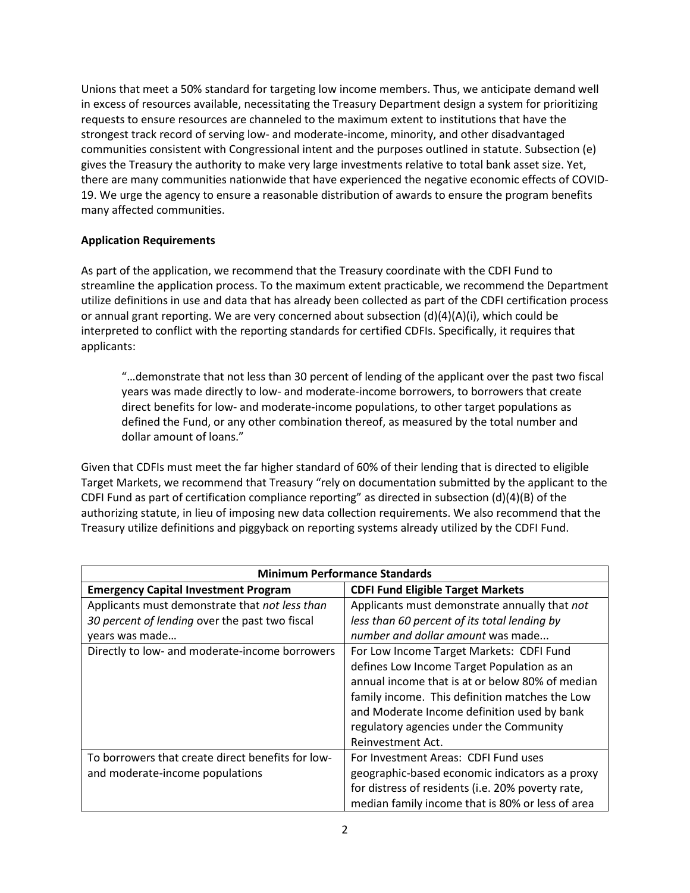Unions that meet a 50% standard for targeting low income members. Thus, we anticipate demand well in excess of resources available, necessitating the Treasury Department design a system for prioritizing requests to ensure resources are channeled to the maximum extent to institutions that have the strongest track record of serving low- and moderate-income, minority, and other disadvantaged communities consistent with Congressional intent and the purposes outlined in statute. Subsection (e) gives the Treasury the authority to make very large investments relative to total bank asset size. Yet, there are many communities nationwide that have experienced the negative economic effects of COVID-19. We urge the agency to ensure a reasonable distribution of awards to ensure the program benefits many affected communities.

**Application Requirements**

As part of the application, we recommend that the Treasury coordinate with the CDFI Fund to streamline the application process. To the maximum extent practicable, we recommend the Department utilize definitions in use and data that has already been collected as part of the CDFI certification process or annual grant reporting. We are very concerned about subsection (d)(4)(A)(i), which could be interpreted to conflict with the reporting standards for certified CDFIs. Specifically, it requires that applicants:

> "…demonstrate that not less than 30 percent of lending of the applicant over the past two fiscal years was made directly to low- and moderate-income borrowers, to borrowers that create direct benefits for low- and moderate-income populations, to other target populations as defined the Fund, or any other combination thereof, as measured by the total number and dollar amount of loans."

Given that CDFIs must meet the far higher standard of 60% of their lending that is directed to eligible Target Markets, we recommend that Treasury "rely on documentation submitted by the applicant to the CDFI Fund as part of certification compliance reporting" as directed in subsection (d)(4)(B) of the authorizing statute, in lieu of imposing new data collection requirements. We also recommend that the Treasury utilize definitions and piggyback on reporting systems already utilized by the CDFI Fund.

| **Minimum Performance Standards** | |
|---|---|
| **Emergency Capital Investment Program** | **CDFI Fund Eligible Target Markets** |
| Applicants must demonstrate that *not less than 30 percent of lending* over the past two fiscal years was made… | Applicants must demonstrate annually that *not less than 60 percent of its total lending by number and dollar amount* was made... |
| Directly to low- and moderate-income borrowers | For Low Income Target Markets: CDFI Fund defines Low Income Target Population as an annual income that is at or below 80% of median family income. This definition matches the Low and Moderate Income definition used by bank regulatory agencies under the Community Reinvestment Act. |
| To borrowers that create direct benefits for low- and moderate-income populations | For Investment Areas: CDFI Fund uses geographic-based economic indicators as a proxy for distress of residents (i.e. 20% poverty rate, median family income that is 80% or less of area |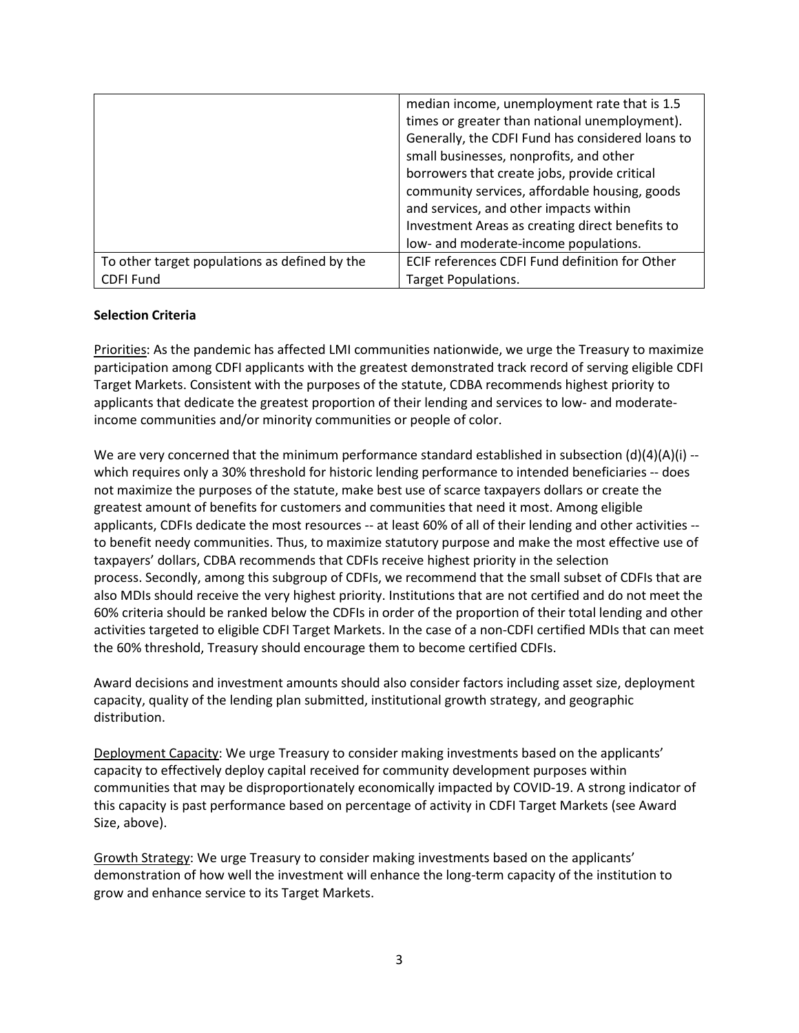| | |
|---|---|
| | median income, unemployment rate that is 1.5 times or greater than national unemployment). Generally, the CDFI Fund has considered loans to small businesses, nonprofits, and other borrowers that create jobs, provide critical community services, affordable housing, goods and services, and other impacts within Investment Areas as creating direct benefits to low- and moderate-income populations. |
| To other target populations as defined by the CDFI Fund | ECIF references CDFI Fund definition for Other Target Populations. |

**Selection Criteria**

Priorities: As the pandemic has affected LMI communities nationwide, we urge the Treasury to maximize participation among CDFI applicants with the greatest demonstrated track record of serving eligible CDFI Target Markets. Consistent with the purposes of the statute, CDBA recommends highest priority to applicants that dedicate the greatest proportion of their lending and services to low- and moderate-income communities and/or minority communities or people of color.

We are very concerned that the minimum performance standard established in subsection (d)(4)(A)(i) -- which requires only a 30% threshold for historic lending performance to intended beneficiaries -- does not maximize the purposes of the statute, make best use of scarce taxpayers dollars or create the greatest amount of benefits for customers and communities that need it most. Among eligible applicants, CDFIs dedicate the most resources -- at least 60% of all of their lending and other activities -- to benefit needy communities. Thus, to maximize statutory purpose and make the most effective use of taxpayers' dollars, CDBA recommends that CDFIs receive highest priority in the selection process. Secondly, among this subgroup of CDFIs, we recommend that the small subset of CDFIs that are also MDIs should receive the very highest priority. Institutions that are not certified and do not meet the 60% criteria should be ranked below the CDFIs in order of the proportion of their total lending and other activities targeted to eligible CDFI Target Markets. In the case of a non-CDFI certified MDIs that can meet the 60% threshold, Treasury should encourage them to become certified CDFIs.

Award decisions and investment amounts should also consider factors including asset size, deployment capacity, quality of the lending plan submitted, institutional growth strategy, and geographic distribution.

Deployment Capacity: We urge Treasury to consider making investments based on the applicants' capacity to effectively deploy capital received for community development purposes within communities that may be disproportionately economically impacted by COVID-19. A strong indicator of this capacity is past performance based on percentage of activity in CDFI Target Markets (see Award Size, above).

Growth Strategy: We urge Treasury to consider making investments based on the applicants' demonstration of how well the investment will enhance the long-term capacity of the institution to grow and enhance service to its Target Markets.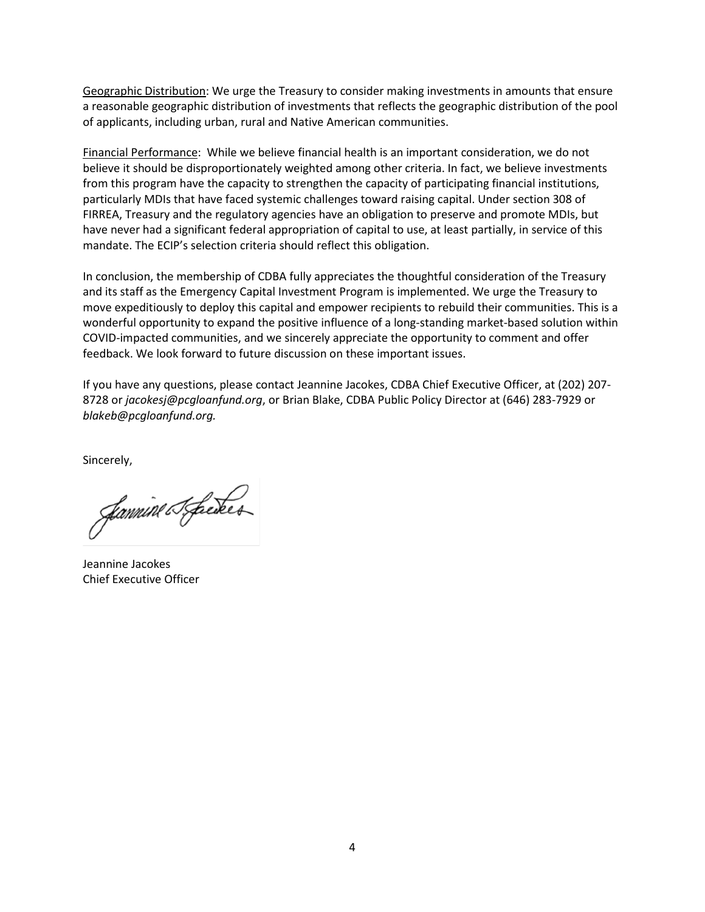Geographic Distribution: We urge the Treasury to consider making investments in amounts that ensure a reasonable geographic distribution of investments that reflects the geographic distribution of the pool of applicants, including urban, rural and Native American communities.

Financial Performance: While we believe financial health is an important consideration, we do not believe it should be disproportionately weighted among other criteria. In fact, we believe investments from this program have the capacity to strengthen the capacity of participating financial institutions, particularly MDIs that have faced systemic challenges toward raising capital. Under section 308 of FIRREA, Treasury and the regulatory agencies have an obligation to preserve and promote MDIs, but have never had a significant federal appropriation of capital to use, at least partially, in service of this mandate. The ECIP's selection criteria should reflect this obligation.

In conclusion, the membership of CDBA fully appreciates the thoughtful consideration of the Treasury and its staff as the Emergency Capital Investment Program is implemented. We urge the Treasury to move expeditiously to deploy this capital and empower recipients to rebuild their communities. This is a wonderful opportunity to expand the positive influence of a long-standing market-based solution within COVID-impacted communities, and we sincerely appreciate the opportunity to comment and offer feedback. We look forward to future discussion on these important issues.

If you have any questions, please contact Jeannine Jacokes, CDBA Chief Executive Officer, at (202) 207-8728 or *jacokesj@pcgloanfund.org*, or Brian Blake, CDBA Public Policy Director at (646) 283-7929 or *blakeb@pcgloanfund.org.*

Sincerely,

Jeannine Jacokes
Chief Executive Officer